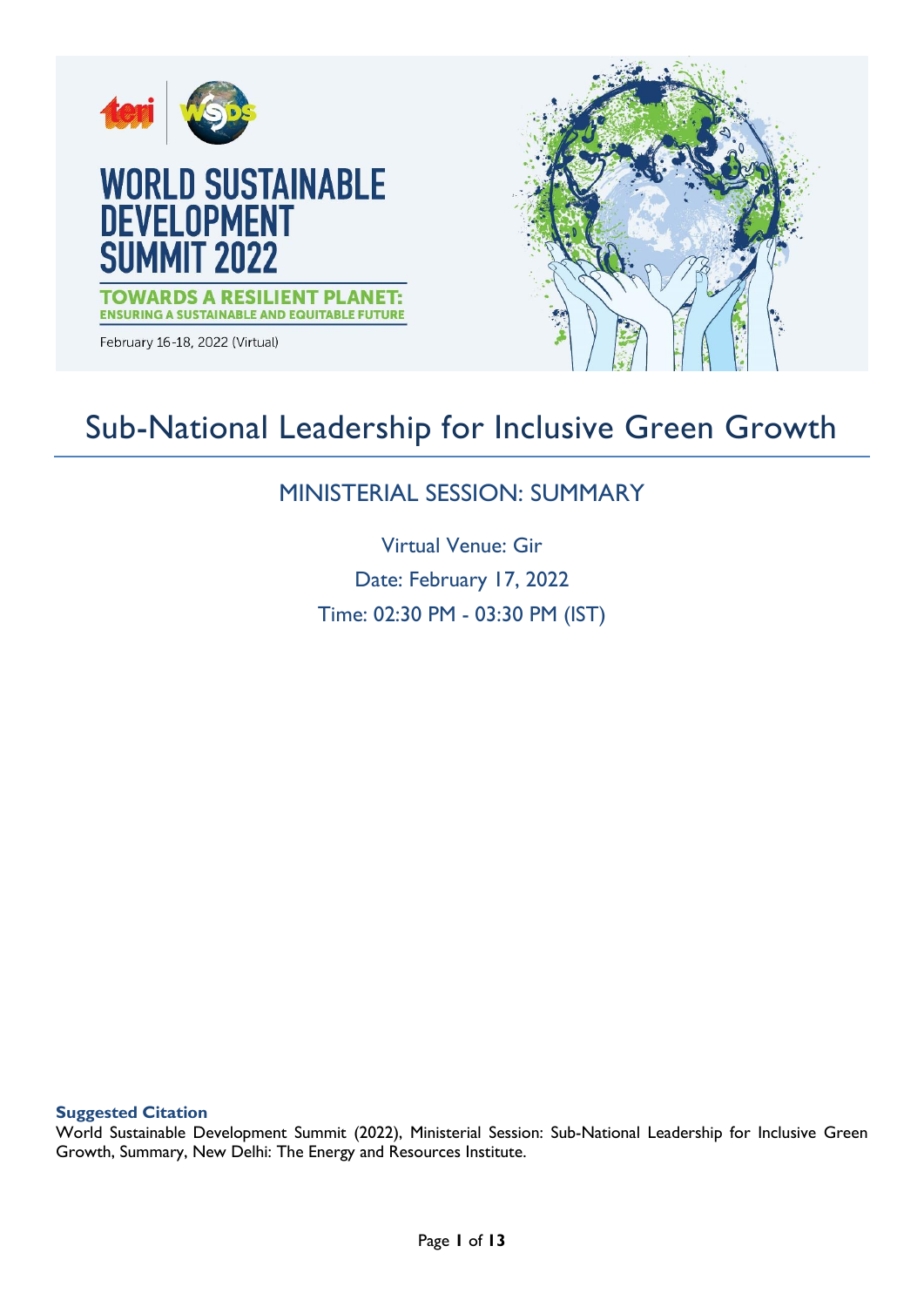WORLD SUSTAINABLE DEVELOPMENT SUMMIT 2022

TOWARDS A RESILIENT PLANET: ENSURING A SUSTAINABLE AND EQUITABLE FUTURE

February 16-18, 2022 (Virtual)

# Sub-National Leadership for Inclusive Green Growth

## MINISTERIAL SESSION: SUMMARY

Virtual Venue: Gir

Date: February 17, 2022

Time: 02:30 PM - 03:30 PM (IST)

**Suggested Citation**

World Sustainable Development Summit (2022), Ministerial Session: Sub-National Leadership for Inclusive Green Growth, Summary, New Delhi: The Energy and Resources Institute.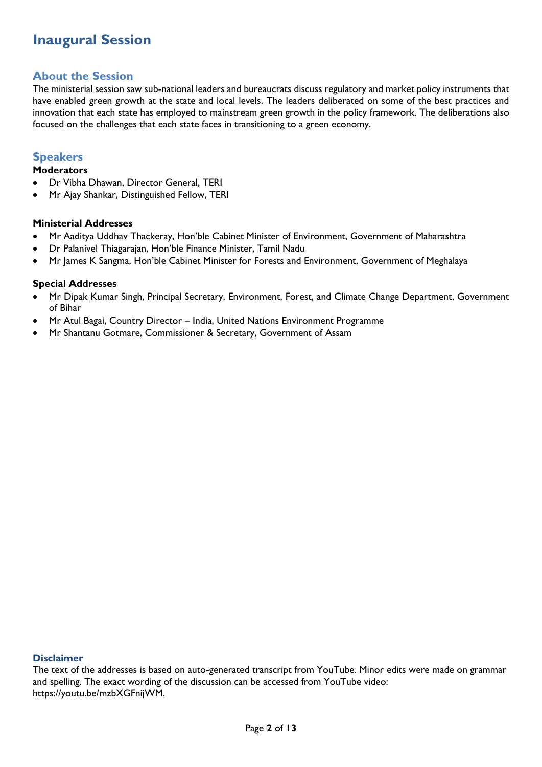# Inaugural Session

## About the Session

The ministerial session saw sub-national leaders and bureaucrats discuss regulatory and market policy instruments that have enabled green growth at the state and local levels. The leaders deliberated on some of the best practices and innovation that each state has employed to mainstream green growth in the policy framework. The deliberations also focused on the challenges that each state faces in transitioning to a green economy.

## Speakers

**Moderators**

- Dr Vibha Dhawan, Director General, TERI
- Mr Ajay Shankar, Distinguished Fellow, TERI

**Ministerial Addresses**

- Mr Aaditya Uddhav Thackeray, Hon'ble Cabinet Minister of Environment, Government of Maharashtra
- Dr Palanivel Thiagarajan, Hon'ble Finance Minister, Tamil Nadu
- Mr James K Sangma, Hon'ble Cabinet Minister for Forests and Environment, Government of Meghalaya

**Special Addresses**

- Mr Dipak Kumar Singh, Principal Secretary, Environment, Forest, and Climate Change Department, Government of Bihar
- Mr Atul Bagai, Country Director – India, United Nations Environment Programme
- Mr Shantanu Gotmare, Commissioner & Secretary, Government of Assam

### Disclaimer

The text of the addresses is based on auto-generated transcript from YouTube. Minor edits were made on grammar and spelling. The exact wording of the discussion can be accessed from YouTube video: https://youtu.be/mzbXGFnijWM.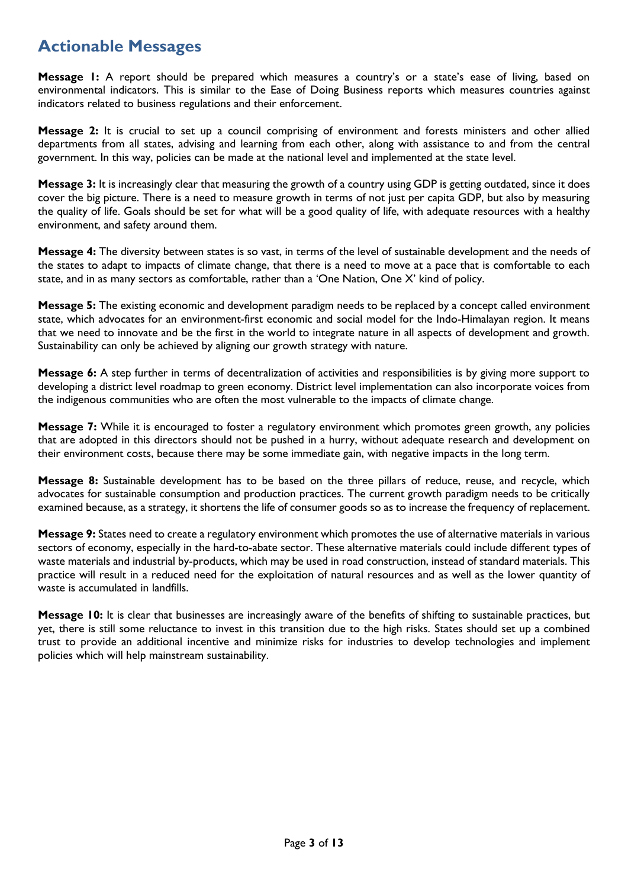## Actionable Messages

**Message 1:** A report should be prepared which measures a country's or a state's ease of living, based on environmental indicators. This is similar to the Ease of Doing Business reports which measures countries against indicators related to business regulations and their enforcement.

**Message 2:** It is crucial to set up a council comprising of environment and forests ministers and other allied departments from all states, advising and learning from each other, along with assistance to and from the central government. In this way, policies can be made at the national level and implemented at the state level.

**Message 3:** It is increasingly clear that measuring the growth of a country using GDP is getting outdated, since it does cover the big picture. There is a need to measure growth in terms of not just per capita GDP, but also by measuring the quality of life. Goals should be set for what will be a good quality of life, with adequate resources with a healthy environment, and safety around them.

**Message 4:** The diversity between states is so vast, in terms of the level of sustainable development and the needs of the states to adapt to impacts of climate change, that there is a need to move at a pace that is comfortable to each state, and in as many sectors as comfortable, rather than a 'One Nation, One X' kind of policy.

**Message 5:** The existing economic and development paradigm needs to be replaced by a concept called environment state, which advocates for an environment-first economic and social model for the Indo-Himalayan region. It means that we need to innovate and be the first in the world to integrate nature in all aspects of development and growth. Sustainability can only be achieved by aligning our growth strategy with nature.

**Message 6:** A step further in terms of decentralization of activities and responsibilities is by giving more support to developing a district level roadmap to green economy. District level implementation can also incorporate voices from the indigenous communities who are often the most vulnerable to the impacts of climate change.

**Message 7:** While it is encouraged to foster a regulatory environment which promotes green growth, any policies that are adopted in this directors should not be pushed in a hurry, without adequate research and development on their environment costs, because there may be some immediate gain, with negative impacts in the long term.

**Message 8:** Sustainable development has to be based on the three pillars of reduce, reuse, and recycle, which advocates for sustainable consumption and production practices. The current growth paradigm needs to be critically examined because, as a strategy, it shortens the life of consumer goods so as to increase the frequency of replacement.

**Message 9:** States need to create a regulatory environment which promotes the use of alternative materials in various sectors of economy, especially in the hard-to-abate sector. These alternative materials could include different types of waste materials and industrial by-products, which may be used in road construction, instead of standard materials. This practice will result in a reduced need for the exploitation of natural resources and as well as the lower quantity of waste is accumulated in landfills.

**Message 10:** It is clear that businesses are increasingly aware of the benefits of shifting to sustainable practices, but yet, there is still some reluctance to invest in this transition due to the high risks. States should set up a combined trust to provide an additional incentive and minimize risks for industries to develop technologies and implement policies which will help mainstream sustainability.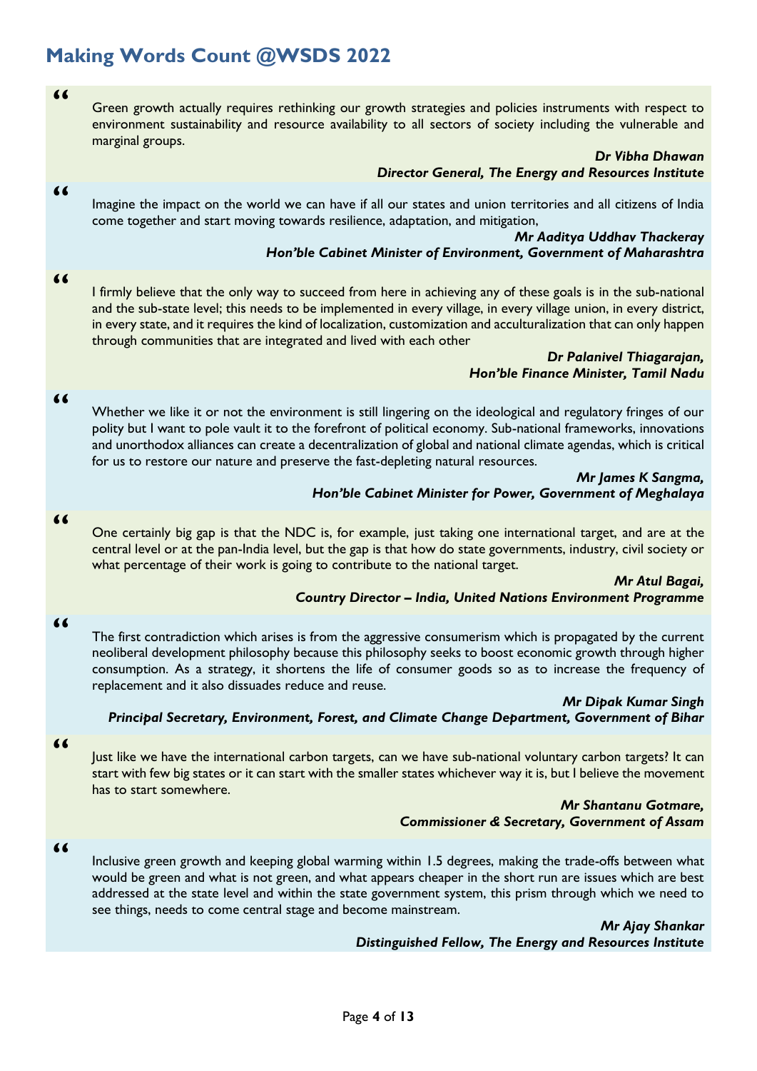## Making Words Count @WSDS 2022

> "
> Green growth actually requires rethinking our growth strategies and policies instruments with respect to environment sustainability and resource availability to all sectors of society including the vulnerable and marginal groups.
>
> ***Dr Vibha Dhawan***
> ***Director General, The Energy and Resources Institute***

> "
> Imagine the impact on the world we can have if all our states and union territories and all citizens of India come together and start moving towards resilience, adaptation, and mitigation,
>
> ***Mr Aaditya Uddhav Thackeray***
> ***Hon'ble Cabinet Minister of Environment, Government of Maharashtra***

> "
> I firmly believe that the only way to succeed from here in achieving any of these goals is in the sub-national and the sub-state level; this needs to be implemented in every village, in every village union, in every district, in every state, and it requires the kind of localization, customization and acculturalization that can only happen through communities that are integrated and lived with each other
>
> ***Dr Palanivel Thiagarajan,***
> ***Hon'ble Finance Minister, Tamil Nadu***

> "
> Whether we like it or not the environment is still lingering on the ideological and regulatory fringes of our polity but I want to pole vault it to the forefront of political economy. Sub-national frameworks, innovations and unorthodox alliances can create a decentralization of global and national climate agendas, which is critical for us to restore our nature and preserve the fast-depleting natural resources.
>
> ***Mr James K Sangma,***
> ***Hon'ble Cabinet Minister for Power, Government of Meghalaya***

> "
> One certainly big gap is that the NDC is, for example, just taking one international target, and are at the central level or at the pan-India level, but the gap is that how do state governments, industry, civil society or what percentage of their work is going to contribute to the national target.
>
> ***Mr Atul Bagai,***
> ***Country Director – India, United Nations Environment Programme***

> "
> The first contradiction which arises is from the aggressive consumerism which is propagated by the current neoliberal development philosophy because this philosophy seeks to boost economic growth through higher consumption. As a strategy, it shortens the life of consumer goods so as to increase the frequency of replacement and it also dissuades reduce and reuse.
>
> ***Mr Dipak Kumar Singh***
> ***Principal Secretary, Environment, Forest, and Climate Change Department, Government of Bihar***

> "
> Just like we have the international carbon targets, can we have sub-national voluntary carbon targets? It can start with few big states or it can start with the smaller states whichever way it is, but I believe the movement has to start somewhere.
>
> ***Mr Shantanu Gotmare,***
> ***Commissioner & Secretary, Government of Assam***

> "
> Inclusive green growth and keeping global warming within 1.5 degrees, making the trade-offs between what would be green and what is not green, and what appears cheaper in the short run are issues which are best addressed at the state level and within the state government system, this prism through which we need to see things, needs to come central stage and become mainstream.
>
> ***Mr Ajay Shankar***
> ***Distinguished Fellow, The Energy and Resources Institute***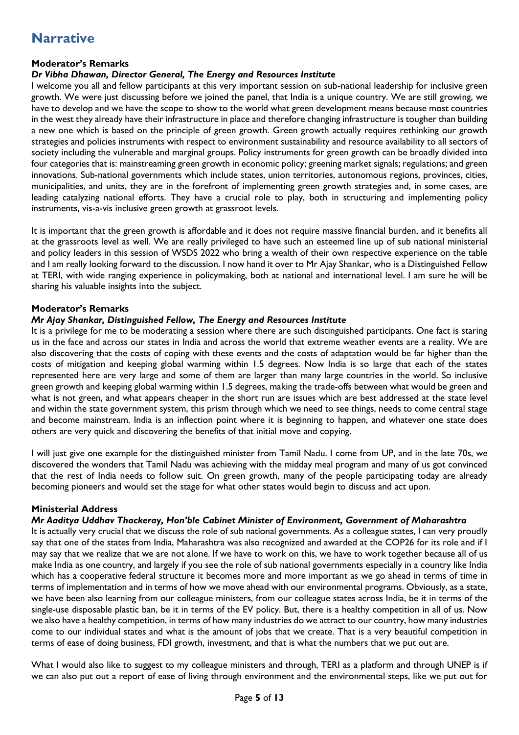# Narrative

**Moderator's Remarks**

***Dr Vibha Dhawan, Director General, The Energy and Resources Institute***

I welcome you all and fellow participants at this very important session on sub-national leadership for inclusive green growth. We were just discussing before we joined the panel, that India is a unique country. We are still growing, we have to develop and we have the scope to show to the world what green development means because most countries in the west they already have their infrastructure in place and therefore changing infrastructure is tougher than building a new one which is based on the principle of green growth. Green growth actually requires rethinking our growth strategies and policies instruments with respect to environment sustainability and resource availability to all sectors of society including the vulnerable and marginal groups. Policy instruments for green growth can be broadly divided into four categories that is: mainstreaming green growth in economic policy; greening market signals; regulations; and green innovations. Sub-national governments which include states, union territories, autonomous regions, provinces, cities, municipalities, and units, they are in the forefront of implementing green growth strategies and, in some cases, are leading catalyzing national efforts. They have a crucial role to play, both in structuring and implementing policy instruments, vis-a-vis inclusive green growth at grassroot levels.

It is important that the green growth is affordable and it does not require massive financial burden, and it benefits all at the grassroots level as well. We are really privileged to have such an esteemed line up of sub national ministerial and policy leaders in this session of WSDS 2022 who bring a wealth of their own respective experience on the table and I am really looking forward to the discussion. I now hand it over to Mr Ajay Shankar, who is a Distinguished Fellow at TERI, with wide ranging experience in policymaking, both at national and international level. I am sure he will be sharing his valuable insights into the subject.

**Moderator's Remarks**

***Mr Ajay Shankar, Distinguished Fellow, The Energy and Resources Institute***

It is a privilege for me to be moderating a session where there are such distinguished participants. One fact is staring us in the face and across our states in India and across the world that extreme weather events are a reality. We are also discovering that the costs of coping with these events and the costs of adaptation would be far higher than the costs of mitigation and keeping global warming within 1.5 degrees. Now India is so large that each of the states represented here are very large and some of them are larger than many large countries in the world. So inclusive green growth and keeping global warming within 1.5 degrees, making the trade-offs between what would be green and what is not green, and what appears cheaper in the short run are issues which are best addressed at the state level and within the state government system, this prism through which we need to see things, needs to come central stage and become mainstream. India is an inflection point where it is beginning to happen, and whatever one state does others are very quick and discovering the benefits of that initial move and copying.

I will just give one example for the distinguished minister from Tamil Nadu. I come from UP, and in the late 70s, we discovered the wonders that Tamil Nadu was achieving with the midday meal program and many of us got convinced that the rest of India needs to follow suit. On green growth, many of the people participating today are already becoming pioneers and would set the stage for what other states would begin to discuss and act upon.

**Ministerial Address**

***Mr Aaditya Uddhav Thackeray, Hon'ble Cabinet Minister of Environment, Government of Maharashtra***

It is actually very crucial that we discuss the role of sub national governments. As a colleague states, I can very proudly say that one of the states from India, Maharashtra was also recognized and awarded at the COP26 for its role and if I may say that we realize that we are not alone. If we have to work on this, we have to work together because all of us make India as one country, and largely if you see the role of sub national governments especially in a country like India which has a cooperative federal structure it becomes more and more important as we go ahead in terms of time in terms of implementation and in terms of how we move ahead with our environmental programs. Obviously, as a state, we have been also learning from our colleague ministers, from our colleague states across India, be it in terms of the single-use disposable plastic ban, be it in terms of the EV policy. But, there is a healthy competition in all of us. Now we also have a healthy competition, in terms of how many industries do we attract to our country, how many industries come to our individual states and what is the amount of jobs that we create. That is a very beautiful competition in terms of ease of doing business, FDI growth, investment, and that is what the numbers that we put out are.

What I would also like to suggest to my colleague ministers and through, TERI as a platform and through UNEP is if we can also put out a report of ease of living through environment and the environmental steps, like we put out for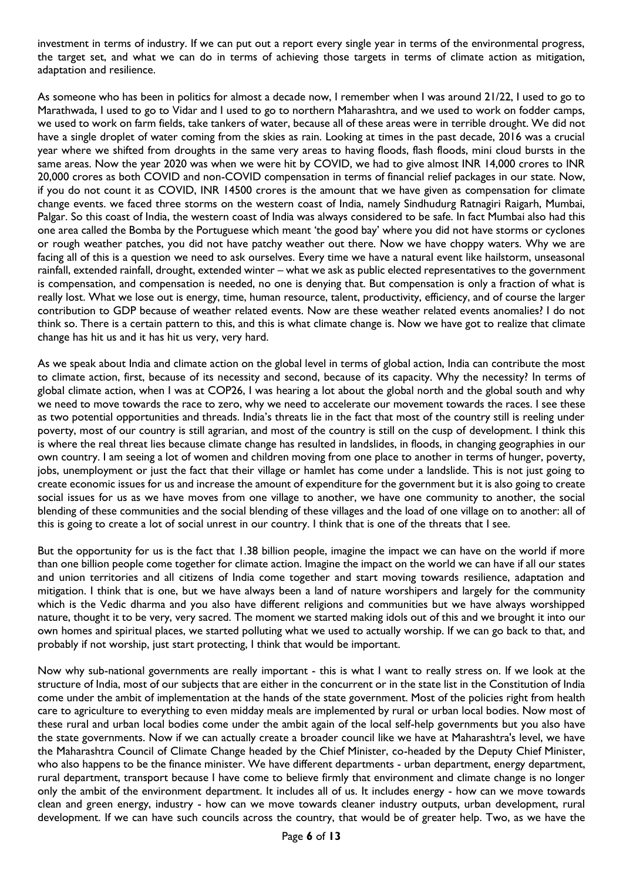investment in terms of industry. If we can put out a report every single year in terms of the environmental progress, the target set, and what we can do in terms of achieving those targets in terms of climate action as mitigation, adaptation and resilience.

As someone who has been in politics for almost a decade now, I remember when I was around 21/22, I used to go to Marathwada, I used to go to Vidar and I used to go to northern Maharashtra, and we used to work on fodder camps, we used to work on farm fields, take tankers of water, because all of these areas were in terrible drought. We did not have a single droplet of water coming from the skies as rain. Looking at times in the past decade, 2016 was a crucial year where we shifted from droughts in the same very areas to having floods, flash floods, mini cloud bursts in the same areas. Now the year 2020 was when we were hit by COVID, we had to give almost INR 14,000 crores to INR 20,000 crores as both COVID and non-COVID compensation in terms of financial relief packages in our state. Now, if you do not count it as COVID, INR 14500 crores is the amount that we have given as compensation for climate change events. we faced three storms on the western coast of India, namely Sindhudurg Ratnagiri Raigarh, Mumbai, Palgar. So this coast of India, the western coast of India was always considered to be safe. In fact Mumbai also had this one area called the Bomba by the Portuguese which meant 'the good bay' where you did not have storms or cyclones or rough weather patches, you did not have patchy weather out there. Now we have choppy waters. Why we are facing all of this is a question we need to ask ourselves. Every time we have a natural event like hailstorm, unseasonal rainfall, extended rainfall, drought, extended winter – what we ask as public elected representatives to the government is compensation, and compensation is needed, no one is denying that. But compensation is only a fraction of what is really lost. What we lose out is energy, time, human resource, talent, productivity, efficiency, and of course the larger contribution to GDP because of weather related events. Now are these weather related events anomalies? I do not think so. There is a certain pattern to this, and this is what climate change is. Now we have got to realize that climate change has hit us and it has hit us very, very hard.

As we speak about India and climate action on the global level in terms of global action, India can contribute the most to climate action, first, because of its necessity and second, because of its capacity. Why the necessity? In terms of global climate action, when I was at COP26, I was hearing a lot about the global north and the global south and why we need to move towards the race to zero, why we need to accelerate our movement towards the races. I see these as two potential opportunities and threads. India's threats lie in the fact that most of the country still is reeling under poverty, most of our country is still agrarian, and most of the country is still on the cusp of development. I think this is where the real threat lies because climate change has resulted in landslides, in floods, in changing geographies in our own country. I am seeing a lot of women and children moving from one place to another in terms of hunger, poverty, jobs, unemployment or just the fact that their village or hamlet has come under a landslide. This is not just going to create economic issues for us and increase the amount of expenditure for the government but it is also going to create social issues for us as we have moves from one village to another, we have one community to another, the social blending of these communities and the social blending of these villages and the load of one village on to another: all of this is going to create a lot of social unrest in our country. I think that is one of the threats that I see.

But the opportunity for us is the fact that 1.38 billion people, imagine the impact we can have on the world if more than one billion people come together for climate action. Imagine the impact on the world we can have if all our states and union territories and all citizens of India come together and start moving towards resilience, adaptation and mitigation. I think that is one, but we have always been a land of nature worshipers and largely for the community which is the Vedic dharma and you also have different religions and communities but we have always worshipped nature, thought it to be very, very sacred. The moment we started making idols out of this and we brought it into our own homes and spiritual places, we started polluting what we used to actually worship. If we can go back to that, and probably if not worship, just start protecting, I think that would be important.

Now why sub-national governments are really important - this is what I want to really stress on. If we look at the structure of India, most of our subjects that are either in the concurrent or in the state list in the Constitution of India come under the ambit of implementation at the hands of the state government. Most of the policies right from health care to agriculture to everything to even midday meals are implemented by rural or urban local bodies. Now most of these rural and urban local bodies come under the ambit again of the local self-help governments but you also have the state governments. Now if we can actually create a broader council like we have at Maharashtra's level, we have the Maharashtra Council of Climate Change headed by the Chief Minister, co-headed by the Deputy Chief Minister, who also happens to be the finance minister. We have different departments - urban department, energy department, rural department, transport because I have come to believe firmly that environment and climate change is no longer only the ambit of the environment department. It includes all of us. It includes energy - how can we move towards clean and green energy, industry - how can we move towards cleaner industry outputs, urban development, rural development. If we can have such councils across the country, that would be of greater help. Two, as we have the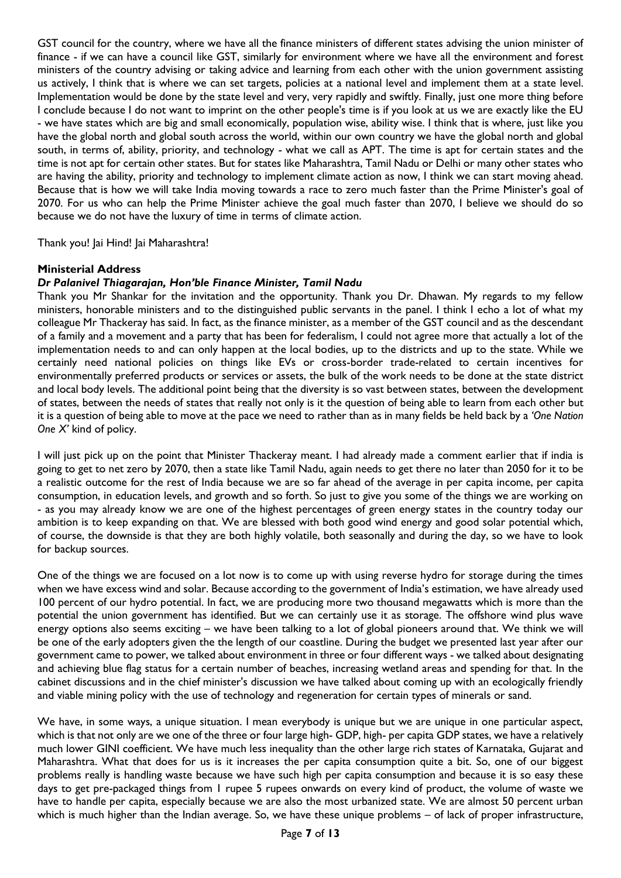GST council for the country, where we have all the finance ministers of different states advising the union minister of finance - if we can have a council like GST, similarly for environment where we have all the environment and forest ministers of the country advising or taking advice and learning from each other with the union government assisting us actively, I think that is where we can set targets, policies at a national level and implement them at a state level. Implementation would be done by the state level and very, very rapidly and swiftly. Finally, just one more thing before I conclude because I do not want to imprint on the other people's time is if you look at us we are exactly like the EU - we have states which are big and small economically, population wise, ability wise. I think that is where, just like you have the global north and global south across the world, within our own country we have the global north and global south, in terms of, ability, priority, and technology - what we call as APT. The time is apt for certain states and the time is not apt for certain other states. But for states like Maharashtra, Tamil Nadu or Delhi or many other states who are having the ability, priority and technology to implement climate action as now, I think we can start moving ahead. Because that is how we will take India moving towards a race to zero much faster than the Prime Minister's goal of 2070. For us who can help the Prime Minister achieve the goal much faster than 2070, I believe we should do so because we do not have the luxury of time in terms of climate action.

Thank you! Jai Hind! Jai Maharashtra!

**Ministerial Address**

***Dr Palanivel Thiagarajan, Hon'ble Finance Minister, Tamil Nadu***

Thank you Mr Shankar for the invitation and the opportunity. Thank you Dr. Dhawan. My regards to my fellow ministers, honorable ministers and to the distinguished public servants in the panel. I think I echo a lot of what my colleague Mr Thackeray has said. In fact, as the finance minister, as a member of the GST council and as the descendant of a family and a movement and a party that has been for federalism, I could not agree more that actually a lot of the implementation needs to and can only happen at the local bodies, up to the districts and up to the state. While we certainly need national policies on things like EVs or cross-border trade-related to certain incentives for environmentally preferred products or services or assets, the bulk of the work needs to be done at the state district and local body levels. The additional point being that the diversity is so vast between states, between the development of states, between the needs of states that really not only is it the question of being able to learn from each other but it is a question of being able to move at the pace we need to rather than as in many fields be held back by a *'One Nation One X'* kind of policy.

I will just pick up on the point that Minister Thackeray meant. I had already made a comment earlier that if india is going to get to net zero by 2070, then a state like Tamil Nadu, again needs to get there no later than 2050 for it to be a realistic outcome for the rest of India because we are so far ahead of the average in per capita income, per capita consumption, in education levels, and growth and so forth. So just to give you some of the things we are working on - as you may already know we are one of the highest percentages of green energy states in the country today our ambition is to keep expanding on that. We are blessed with both good wind energy and good solar potential which, of course, the downside is that they are both highly volatile, both seasonally and during the day, so we have to look for backup sources.

One of the things we are focused on a lot now is to come up with using reverse hydro for storage during the times when we have excess wind and solar. Because according to the government of India's estimation, we have already used 100 percent of our hydro potential. In fact, we are producing more two thousand megawatts which is more than the potential the union government has identified. But we can certainly use it as storage. The offshore wind plus wave energy options also seems exciting – we have been talking to a lot of global pioneers around that. We think we will be one of the early adopters given the the length of our coastline. During the budget we presented last year after our government came to power, we talked about environment in three or four different ways - we talked about designating and achieving blue flag status for a certain number of beaches, increasing wetland areas and spending for that. In the cabinet discussions and in the chief minister's discussion we have talked about coming up with an ecologically friendly and viable mining policy with the use of technology and regeneration for certain types of minerals or sand.

We have, in some ways, a unique situation. I mean everybody is unique but we are unique in one particular aspect, which is that not only are we one of the three or four large high- GDP, high- per capita GDP states, we have a relatively much lower GINI coefficient. We have much less inequality than the other large rich states of Karnataka, Gujarat and Maharashtra. What that does for us is it increases the per capita consumption quite a bit. So, one of our biggest problems really is handling waste because we have such high per capita consumption and because it is so easy these days to get pre-packaged things from 1 rupee 5 rupees onwards on every kind of product, the volume of waste we have to handle per capita, especially because we are also the most urbanized state. We are almost 50 percent urban which is much higher than the Indian average. So, we have these unique problems – of lack of proper infrastructure,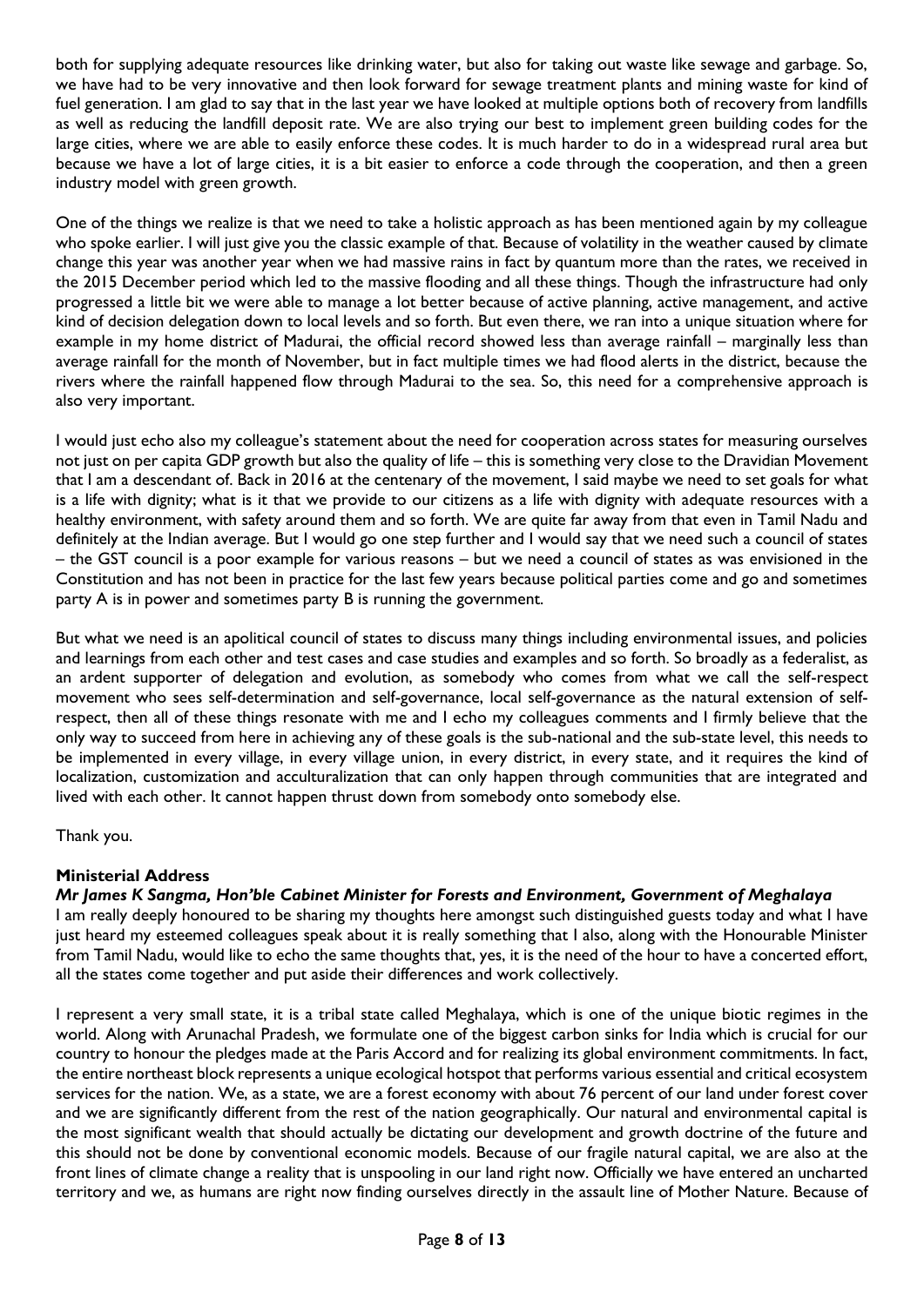both for supplying adequate resources like drinking water, but also for taking out waste like sewage and garbage. So, we have had to be very innovative and then look forward for sewage treatment plants and mining waste for kind of fuel generation. I am glad to say that in the last year we have looked at multiple options both of recovery from landfills as well as reducing the landfill deposit rate. We are also trying our best to implement green building codes for the large cities, where we are able to easily enforce these codes. It is much harder to do in a widespread rural area but because we have a lot of large cities, it is a bit easier to enforce a code through the cooperation, and then a green industry model with green growth.

One of the things we realize is that we need to take a holistic approach as has been mentioned again by my colleague who spoke earlier. I will just give you the classic example of that. Because of volatility in the weather caused by climate change this year was another year when we had massive rains in fact by quantum more than the rates, we received in the 2015 December period which led to the massive flooding and all these things. Though the infrastructure had only progressed a little bit we were able to manage a lot better because of active planning, active management, and active kind of decision delegation down to local levels and so forth. But even there, we ran into a unique situation where for example in my home district of Madurai, the official record showed less than average rainfall – marginally less than average rainfall for the month of November, but in fact multiple times we had flood alerts in the district, because the rivers where the rainfall happened flow through Madurai to the sea. So, this need for a comprehensive approach is also very important.

I would just echo also my colleague's statement about the need for cooperation across states for measuring ourselves not just on per capita GDP growth but also the quality of life – this is something very close to the Dravidian Movement that I am a descendant of. Back in 2016 at the centenary of the movement, I said maybe we need to set goals for what is a life with dignity; what is it that we provide to our citizens as a life with dignity with adequate resources with a healthy environment, with safety around them and so forth. We are quite far away from that even in Tamil Nadu and definitely at the Indian average. But I would go one step further and I would say that we need such a council of states – the GST council is a poor example for various reasons – but we need a council of states as was envisioned in the Constitution and has not been in practice for the last few years because political parties come and go and sometimes party A is in power and sometimes party B is running the government.

But what we need is an apolitical council of states to discuss many things including environmental issues, and policies and learnings from each other and test cases and case studies and examples and so forth. So broadly as a federalist, as an ardent supporter of delegation and evolution, as somebody who comes from what we call the self-respect movement who sees self-determination and self-governance, local self-governance as the natural extension of self-respect, then all of these things resonate with me and I echo my colleagues comments and I firmly believe that the only way to succeed from here in achieving any of these goals is the sub-national and the sub-state level, this needs to be implemented in every village, in every village union, in every district, in every state, and it requires the kind of localization, customization and acculturalization that can only happen through communities that are integrated and lived with each other. It cannot happen thrust down from somebody onto somebody else.

Thank you.

**Ministerial Address**

***Mr James K Sangma, Hon'ble Cabinet Minister for Forests and Environment, Government of Meghalaya***

I am really deeply honoured to be sharing my thoughts here amongst such distinguished guests today and what I have just heard my esteemed colleagues speak about it is really something that I also, along with the Honourable Minister from Tamil Nadu, would like to echo the same thoughts that, yes, it is the need of the hour to have a concerted effort, all the states come together and put aside their differences and work collectively.

I represent a very small state, it is a tribal state called Meghalaya, which is one of the unique biotic regimes in the world. Along with Arunachal Pradesh, we formulate one of the biggest carbon sinks for India which is crucial for our country to honour the pledges made at the Paris Accord and for realizing its global environment commitments. In fact, the entire northeast block represents a unique ecological hotspot that performs various essential and critical ecosystem services for the nation. We, as a state, we are a forest economy with about 76 percent of our land under forest cover and we are significantly different from the rest of the nation geographically. Our natural and environmental capital is the most significant wealth that should actually be dictating our development and growth doctrine of the future and this should not be done by conventional economic models. Because of our fragile natural capital, we are also at the front lines of climate change a reality that is unspooling in our land right now. Officially we have entered an uncharted territory and we, as humans are right now finding ourselves directly in the assault line of Mother Nature. Because of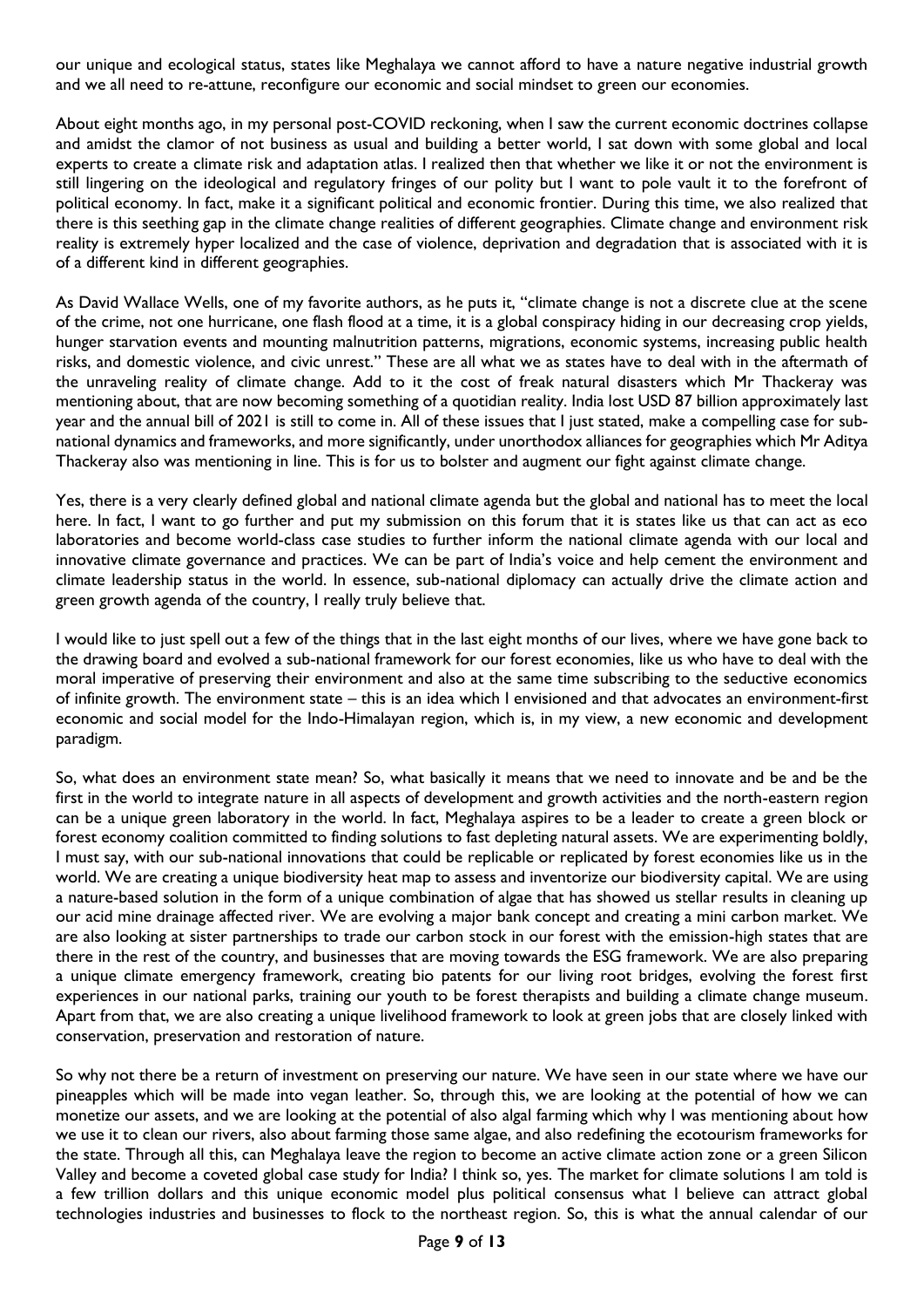our unique and ecological status, states like Meghalaya we cannot afford to have a nature negative industrial growth and we all need to re-attune, reconfigure our economic and social mindset to green our economies.

About eight months ago, in my personal post-COVID reckoning, when I saw the current economic doctrines collapse and amidst the clamor of not business as usual and building a better world, I sat down with some global and local experts to create a climate risk and adaptation atlas. I realized then that whether we like it or not the environment is still lingering on the ideological and regulatory fringes of our polity but I want to pole vault it to the forefront of political economy. In fact, make it a significant political and economic frontier. During this time, we also realized that there is this seething gap in the climate change realities of different geographies. Climate change and environment risk reality is extremely hyper localized and the case of violence, deprivation and degradation that is associated with it is of a different kind in different geographies.

As David Wallace Wells, one of my favorite authors, as he puts it, "climate change is not a discrete clue at the scene of the crime, not one hurricane, one flash flood at a time, it is a global conspiracy hiding in our decreasing crop yields, hunger starvation events and mounting malnutrition patterns, migrations, economic systems, increasing public health risks, and domestic violence, and civic unrest." These are all what we as states have to deal with in the aftermath of the unraveling reality of climate change. Add to it the cost of freak natural disasters which Mr Thackeray was mentioning about, that are now becoming something of a quotidian reality. India lost USD 87 billion approximately last year and the annual bill of 2021 is still to come in. All of these issues that I just stated, make a compelling case for sub-national dynamics and frameworks, and more significantly, under unorthodox alliances for geographies which Mr Aditya Thackeray also was mentioning in line. This is for us to bolster and augment our fight against climate change.

Yes, there is a very clearly defined global and national climate agenda but the global and national has to meet the local here. In fact, I want to go further and put my submission on this forum that it is states like us that can act as eco laboratories and become world-class case studies to further inform the national climate agenda with our local and innovative climate governance and practices. We can be part of India's voice and help cement the environment and climate leadership status in the world. In essence, sub-national diplomacy can actually drive the climate action and green growth agenda of the country, I really truly believe that.

I would like to just spell out a few of the things that in the last eight months of our lives, where we have gone back to the drawing board and evolved a sub-national framework for our forest economies, like us who have to deal with the moral imperative of preserving their environment and also at the same time subscribing to the seductive economics of infinite growth. The environment state – this is an idea which I envisioned and that advocates an environment-first economic and social model for the Indo-Himalayan region, which is, in my view, a new economic and development paradigm.

So, what does an environment state mean? So, what basically it means that we need to innovate and be and be the first in the world to integrate nature in all aspects of development and growth activities and the north-eastern region can be a unique green laboratory in the world. In fact, Meghalaya aspires to be a leader to create a green block or forest economy coalition committed to finding solutions to fast depleting natural assets. We are experimenting boldly, I must say, with our sub-national innovations that could be replicable or replicated by forest economies like us in the world. We are creating a unique biodiversity heat map to assess and inventorize our biodiversity capital. We are using a nature-based solution in the form of a unique combination of algae that has showed us stellar results in cleaning up our acid mine drainage affected river. We are evolving a major bank concept and creating a mini carbon market. We are also looking at sister partnerships to trade our carbon stock in our forest with the emission-high states that are there in the rest of the country, and businesses that are moving towards the ESG framework. We are also preparing a unique climate emergency framework, creating bio patents for our living root bridges, evolving the forest first experiences in our national parks, training our youth to be forest therapists and building a climate change museum. Apart from that, we are also creating a unique livelihood framework to look at green jobs that are closely linked with conservation, preservation and restoration of nature.

So why not there be a return of investment on preserving our nature. We have seen in our state where we have our pineapples which will be made into vegan leather. So, through this, we are looking at the potential of how we can monetize our assets, and we are looking at the potential of also algal farming which why I was mentioning about how we use it to clean our rivers, also about farming those same algae, and also redefining the ecotourism frameworks for the state. Through all this, can Meghalaya leave the region to become an active climate action zone or a green Silicon Valley and become a coveted global case study for India? I think so, yes. The market for climate solutions I am told is a few trillion dollars and this unique economic model plus political consensus what I believe can attract global technologies industries and businesses to flock to the northeast region. So, this is what the annual calendar of our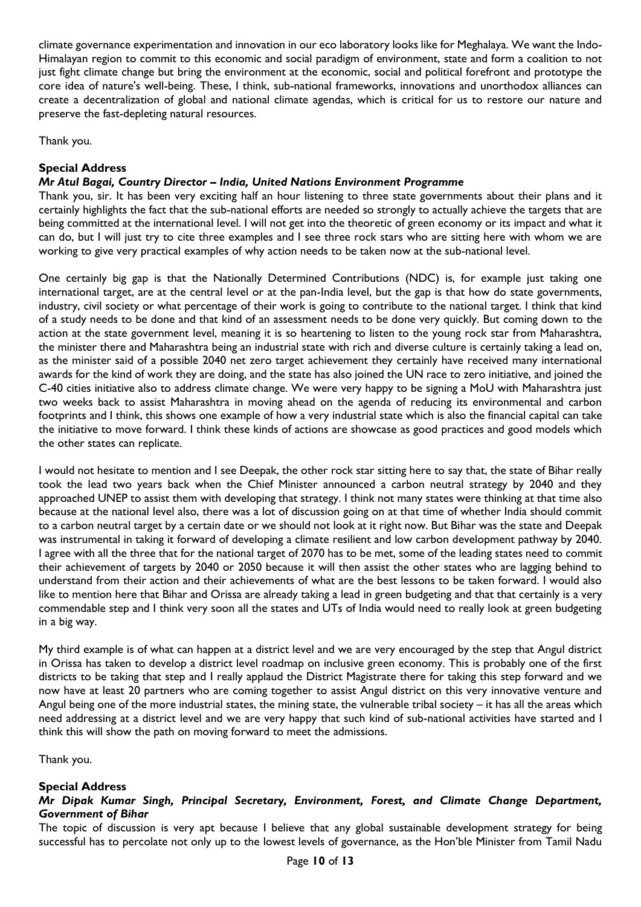climate governance experimentation and innovation in our eco laboratory looks like for Meghalaya. We want the Indo-Himalayan region to commit to this economic and social paradigm of environment, state and form a coalition to not just fight climate change but bring the environment at the economic, social and political forefront and prototype the core idea of nature's well-being. These, I think, sub-national frameworks, innovations and unorthodox alliances can create a decentralization of global and national climate agendas, which is critical for us to restore our nature and preserve the fast-depleting natural resources.

Thank you.

**Special Address**

***Mr Atul Bagai, Country Director – India, United Nations Environment Programme***

Thank you, sir. It has been very exciting half an hour listening to three state governments about their plans and it certainly highlights the fact that the sub-national efforts are needed so strongly to actually achieve the targets that are being committed at the international level. I will not get into the theoretic of green economy or its impact and what it can do, but I will just try to cite three examples and I see three rock stars who are sitting here with whom we are working to give very practical examples of why action needs to be taken now at the sub-national level.

One certainly big gap is that the Nationally Determined Contributions (NDC) is, for example just taking one international target, are at the central level or at the pan-India level, but the gap is that how do state governments, industry, civil society or what percentage of their work is going to contribute to the national target. I think that kind of a study needs to be done and that kind of an assessment needs to be done very quickly. But coming down to the action at the state government level, meaning it is so heartening to listen to the young rock star from Maharashtra, the minister there and Maharashtra being an industrial state with rich and diverse culture is certainly taking a lead on, as the minister said of a possible 2040 net zero target achievement they certainly have received many international awards for the kind of work they are doing, and the state has also joined the UN race to zero initiative, and joined the C-40 cities initiative also to address climate change. We were very happy to be signing a MoU with Maharashtra just two weeks back to assist Maharashtra in moving ahead on the agenda of reducing its environmental and carbon footprints and I think, this shows one example of how a very industrial state which is also the financial capital can take the initiative to move forward. I think these kinds of actions are showcase as good practices and good models which the other states can replicate.

I would not hesitate to mention and I see Deepak, the other rock star sitting here to say that, the state of Bihar really took the lead two years back when the Chief Minister announced a carbon neutral strategy by 2040 and they approached UNEP to assist them with developing that strategy. I think not many states were thinking at that time also because at the national level also, there was a lot of discussion going on at that time of whether India should commit to a carbon neutral target by a certain date or we should not look at it right now. But Bihar was the state and Deepak was instrumental in taking it forward of developing a climate resilient and low carbon development pathway by 2040. I agree with all the three that for the national target of 2070 has to be met, some of the leading states need to commit their achievement of targets by 2040 or 2050 because it will then assist the other states who are lagging behind to understand from their action and their achievements of what are the best lessons to be taken forward. I would also like to mention here that Bihar and Orissa are already taking a lead in green budgeting and that that certainly is a very commendable step and I think very soon all the states and UTs of India would need to really look at green budgeting in a big way.

My third example is of what can happen at a district level and we are very encouraged by the step that Angul district in Orissa has taken to develop a district level roadmap on inclusive green economy. This is probably one of the first districts to be taking that step and I really applaud the District Magistrate there for taking this step forward and we now have at least 20 partners who are coming together to assist Angul district on this very innovative venture and Angul being one of the more industrial states, the mining state, the vulnerable tribal society – it has all the areas which need addressing at a district level and we are very happy that such kind of sub-national activities have started and I think this will show the path on moving forward to meet the admissions.

Thank you.

**Special Address**

***Mr Dipak Kumar Singh, Principal Secretary, Environment, Forest, and Climate Change Department, Government of Bihar***

The topic of discussion is very apt because I believe that any global sustainable development strategy for being successful has to percolate not only up to the lowest levels of governance, as the Hon'ble Minister from Tamil Nadu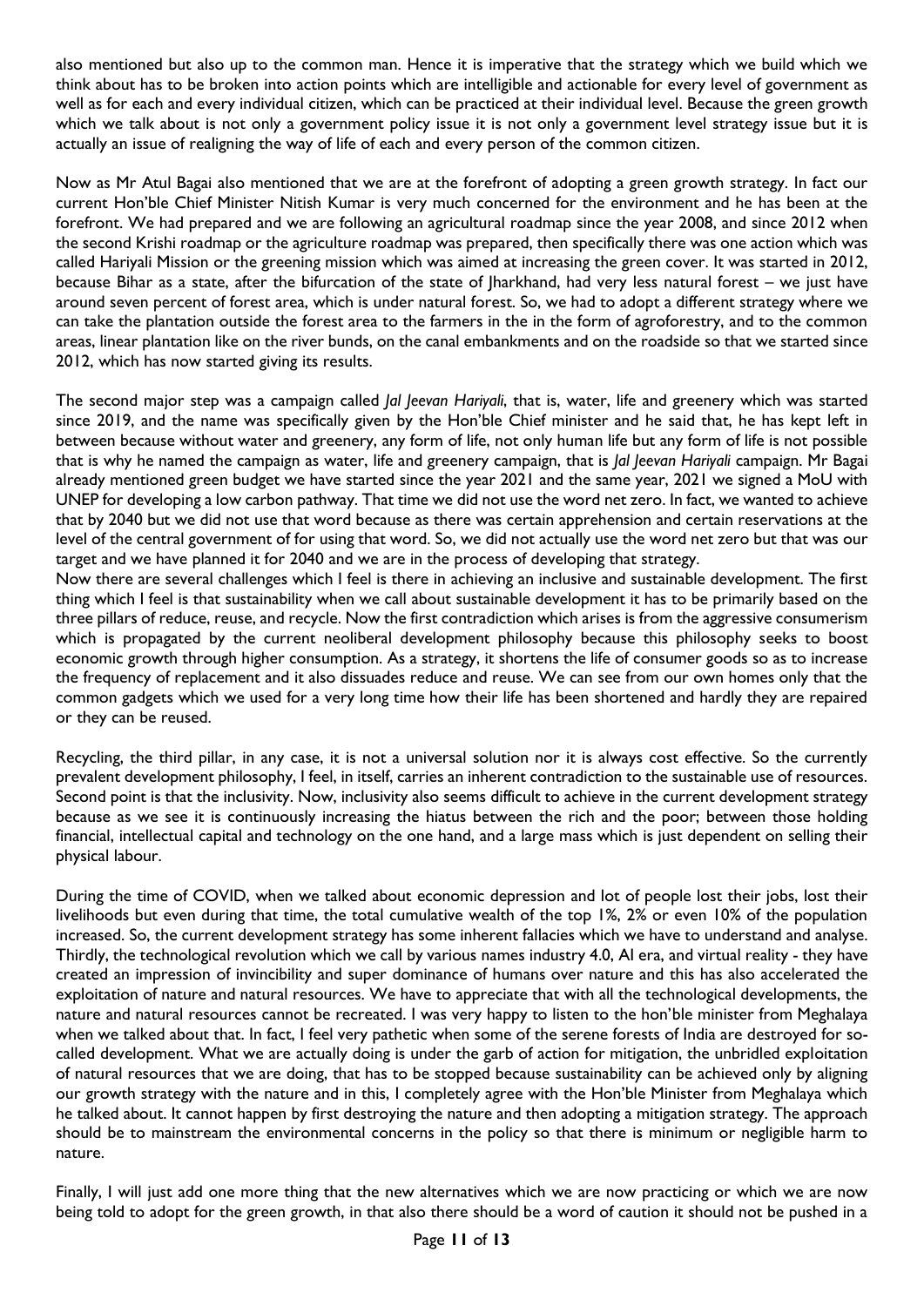also mentioned but also up to the common man. Hence it is imperative that the strategy which we build which we think about has to be broken into action points which are intelligible and actionable for every level of government as well as for each and every individual citizen, which can be practiced at their individual level. Because the green growth which we talk about is not only a government policy issue it is not only a government level strategy issue but it is actually an issue of realigning the way of life of each and every person of the common citizen.

Now as Mr Atul Bagai also mentioned that we are at the forefront of adopting a green growth strategy. In fact our current Hon'ble Chief Minister Nitish Kumar is very much concerned for the environment and he has been at the forefront. We had prepared and we are following an agricultural roadmap since the year 2008, and since 2012 when the second Krishi roadmap or the agriculture roadmap was prepared, then specifically there was one action which was called Hariyali Mission or the greening mission which was aimed at increasing the green cover. It was started in 2012, because Bihar as a state, after the bifurcation of the state of Jharkhand, had very less natural forest – we just have around seven percent of forest area, which is under natural forest. So, we had to adopt a different strategy where we can take the plantation outside the forest area to the farmers in the in the form of agroforestry, and to the common areas, linear plantation like on the river bunds, on the canal embankments and on the roadside so that we started since 2012, which has now started giving its results.

The second major step was a campaign called *Jal Jeevan Hariyali*, that is, water, life and greenery which was started since 2019, and the name was specifically given by the Hon'ble Chief minister and he said that, he has kept left in between because without water and greenery, any form of life, not only human life but any form of life is not possible that is why he named the campaign as water, life and greenery campaign, that is *Jal Jeevan Hariyali* campaign. Mr Bagai already mentioned green budget we have started since the year 2021 and the same year, 2021 we signed a MoU with UNEP for developing a low carbon pathway. That time we did not use the word net zero. In fact, we wanted to achieve that by 2040 but we did not use that word because as there was certain apprehension and certain reservations at the level of the central government of for using that word. So, we did not actually use the word net zero but that was our target and we have planned it for 2040 and we are in the process of developing that strategy.

Now there are several challenges which I feel is there in achieving an inclusive and sustainable development. The first thing which I feel is that sustainability when we call about sustainable development it has to be primarily based on the three pillars of reduce, reuse, and recycle. Now the first contradiction which arises is from the aggressive consumerism which is propagated by the current neoliberal development philosophy because this philosophy seeks to boost economic growth through higher consumption. As a strategy, it shortens the life of consumer goods so as to increase the frequency of replacement and it also dissuades reduce and reuse. We can see from our own homes only that the common gadgets which we used for a very long time how their life has been shortened and hardly they are repaired or they can be reused.

Recycling, the third pillar, in any case, it is not a universal solution nor it is always cost effective. So the currently prevalent development philosophy, I feel, in itself, carries an inherent contradiction to the sustainable use of resources. Second point is that the inclusivity. Now, inclusivity also seems difficult to achieve in the current development strategy because as we see it is continuously increasing the hiatus between the rich and the poor; between those holding financial, intellectual capital and technology on the one hand, and a large mass which is just dependent on selling their physical labour.

During the time of COVID, when we talked about economic depression and lot of people lost their jobs, lost their livelihoods but even during that time, the total cumulative wealth of the top 1%, 2% or even 10% of the population increased. So, the current development strategy has some inherent fallacies which we have to understand and analyse. Thirdly, the technological revolution which we call by various names industry 4.0, AI era, and virtual reality - they have created an impression of invincibility and super dominance of humans over nature and this has also accelerated the exploitation of nature and natural resources. We have to appreciate that with all the technological developments, the nature and natural resources cannot be recreated. I was very happy to listen to the hon'ble minister from Meghalaya when we talked about that. In fact, I feel very pathetic when some of the serene forests of India are destroyed for so-called development. What we are actually doing is under the garb of action for mitigation, the unbridled exploitation of natural resources that we are doing, that has to be stopped because sustainability can be achieved only by aligning our growth strategy with the nature and in this, I completely agree with the Hon'ble Minister from Meghalaya which he talked about. It cannot happen by first destroying the nature and then adopting a mitigation strategy. The approach should be to mainstream the environmental concerns in the policy so that there is minimum or negligible harm to nature.

Finally, I will just add one more thing that the new alternatives which we are now practicing or which we are now being told to adopt for the green growth, in that also there should be a word of caution it should not be pushed in a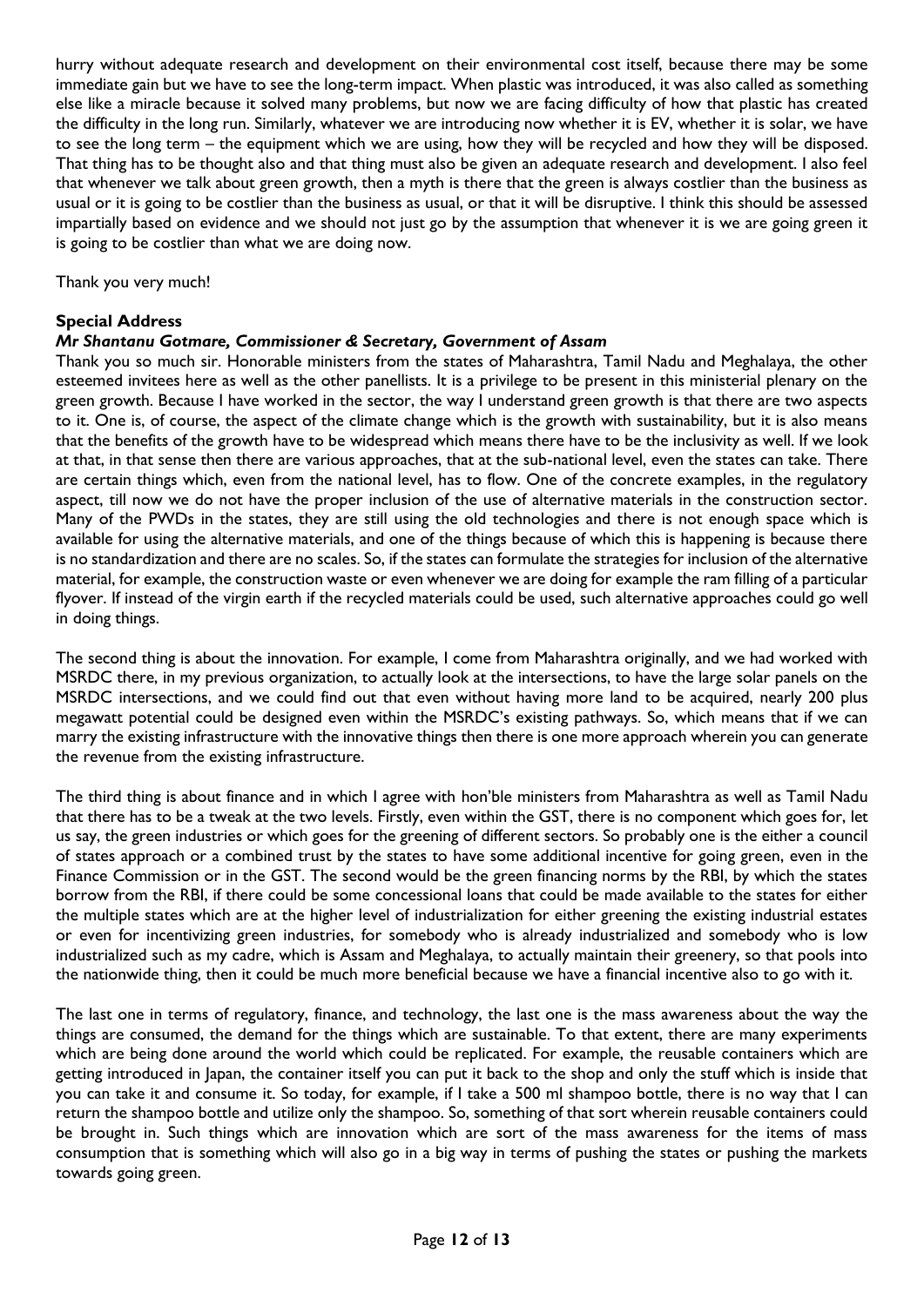hurry without adequate research and development on their environmental cost itself, because there may be some immediate gain but we have to see the long-term impact. When plastic was introduced, it was also called as something else like a miracle because it solved many problems, but now we are facing difficulty of how that plastic has created the difficulty in the long run. Similarly, whatever we are introducing now whether it is EV, whether it is solar, we have to see the long term – the equipment which we are using, how they will be recycled and how they will be disposed. That thing has to be thought also and that thing must also be given an adequate research and development. I also feel that whenever we talk about green growth, then a myth is there that the green is always costlier than the business as usual or it is going to be costlier than the business as usual, or that it will be disruptive. I think this should be assessed impartially based on evidence and we should not just go by the assumption that whenever it is we are going green it is going to be costlier than what we are doing now.

Thank you very much!

**Special Address**

***Mr Shantanu Gotmare, Commissioner & Secretary, Government of Assam***

Thank you so much sir. Honorable ministers from the states of Maharashtra, Tamil Nadu and Meghalaya, the other esteemed invitees here as well as the other panellists. It is a privilege to be present in this ministerial plenary on the green growth. Because I have worked in the sector, the way I understand green growth is that there are two aspects to it. One is, of course, the aspect of the climate change which is the growth with sustainability, but it is also means that the benefits of the growth have to be widespread which means there have to be the inclusivity as well. If we look at that, in that sense then there are various approaches, that at the sub-national level, even the states can take. There are certain things which, even from the national level, has to flow. One of the concrete examples, in the regulatory aspect, till now we do not have the proper inclusion of the use of alternative materials in the construction sector. Many of the PWDs in the states, they are still using the old technologies and there is not enough space which is available for using the alternative materials, and one of the things because of which this is happening is because there is no standardization and there are no scales. So, if the states can formulate the strategies for inclusion of the alternative material, for example, the construction waste or even whenever we are doing for example the ram filling of a particular flyover. If instead of the virgin earth if the recycled materials could be used, such alternative approaches could go well in doing things.

The second thing is about the innovation. For example, I come from Maharashtra originally, and we had worked with MSRDC there, in my previous organization, to actually look at the intersections, to have the large solar panels on the MSRDC intersections, and we could find out that even without having more land to be acquired, nearly 200 plus megawatt potential could be designed even within the MSRDC's existing pathways. So, which means that if we can marry the existing infrastructure with the innovative things then there is one more approach wherein you can generate the revenue from the existing infrastructure.

The third thing is about finance and in which I agree with hon'ble ministers from Maharashtra as well as Tamil Nadu that there has to be a tweak at the two levels. Firstly, even within the GST, there is no component which goes for, let us say, the green industries or which goes for the greening of different sectors. So probably one is the either a council of states approach or a combined trust by the states to have some additional incentive for going green, even in the Finance Commission or in the GST. The second would be the green financing norms by the RBI, by which the states borrow from the RBI, if there could be some concessional loans that could be made available to the states for either the multiple states which are at the higher level of industrialization for either greening the existing industrial estates or even for incentivizing green industries, for somebody who is already industrialized and somebody who is low industrialized such as my cadre, which is Assam and Meghalaya, to actually maintain their greenery, so that pools into the nationwide thing, then it could be much more beneficial because we have a financial incentive also to go with it.

The last one in terms of regulatory, finance, and technology, the last one is the mass awareness about the way the things are consumed, the demand for the things which are sustainable. To that extent, there are many experiments which are being done around the world which could be replicated. For example, the reusable containers which are getting introduced in Japan, the container itself you can put it back to the shop and only the stuff which is inside that you can take it and consume it. So today, for example, if I take a 500 ml shampoo bottle, there is no way that I can return the shampoo bottle and utilize only the shampoo. So, something of that sort wherein reusable containers could be brought in. Such things which are innovation which are sort of the mass awareness for the items of mass consumption that is something which will also go in a big way in terms of pushing the states or pushing the markets towards going green.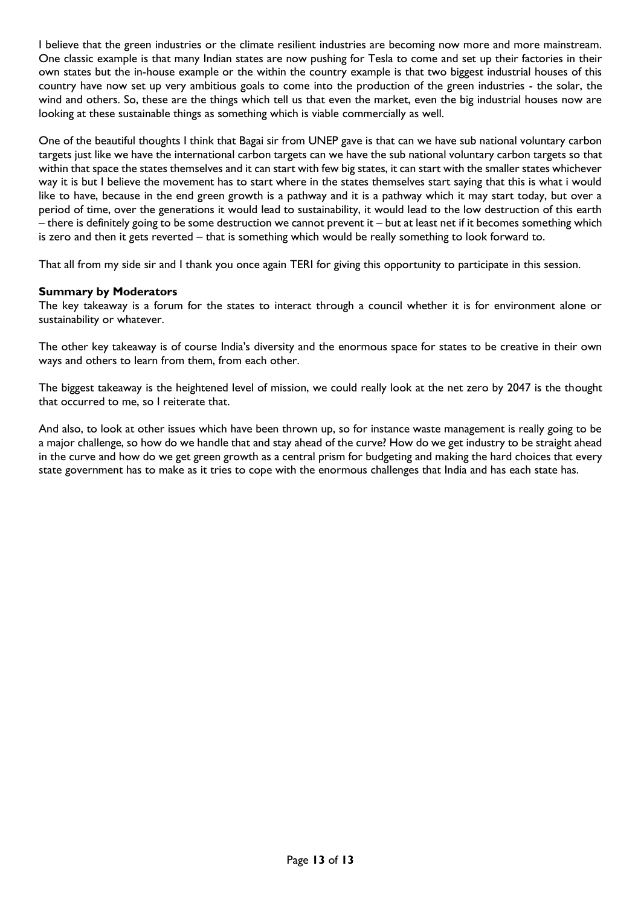I believe that the green industries or the climate resilient industries are becoming now more and more mainstream. One classic example is that many Indian states are now pushing for Tesla to come and set up their factories in their own states but the in-house example or the within the country example is that two biggest industrial houses of this country have now set up very ambitious goals to come into the production of the green industries - the solar, the wind and others. So, these are the things which tell us that even the market, even the big industrial houses now are looking at these sustainable things as something which is viable commercially as well.

One of the beautiful thoughts I think that Bagai sir from UNEP gave is that can we have sub national voluntary carbon targets just like we have the international carbon targets can we have the sub national voluntary carbon targets so that within that space the states themselves and it can start with few big states, it can start with the smaller states whichever way it is but I believe the movement has to start where in the states themselves start saying that this is what i would like to have, because in the end green growth is a pathway and it is a pathway which it may start today, but over a period of time, over the generations it would lead to sustainability, it would lead to the low destruction of this earth – there is definitely going to be some destruction we cannot prevent it – but at least net if it becomes something which is zero and then it gets reverted – that is something which would be really something to look forward to.

That all from my side sir and I thank you once again TERI for giving this opportunity to participate in this session.

**Summary by Moderators**

The key takeaway is a forum for the states to interact through a council whether it is for environment alone or sustainability or whatever.

The other key takeaway is of course India's diversity and the enormous space for states to be creative in their own ways and others to learn from them, from each other.

The biggest takeaway is the heightened level of mission, we could really look at the net zero by 2047 is the thought that occurred to me, so I reiterate that.

And also, to look at other issues which have been thrown up, so for instance waste management is really going to be a major challenge, so how do we handle that and stay ahead of the curve? How do we get industry to be straight ahead in the curve and how do we get green growth as a central prism for budgeting and making the hard choices that every state government has to make as it tries to cope with the enormous challenges that India and has each state has.